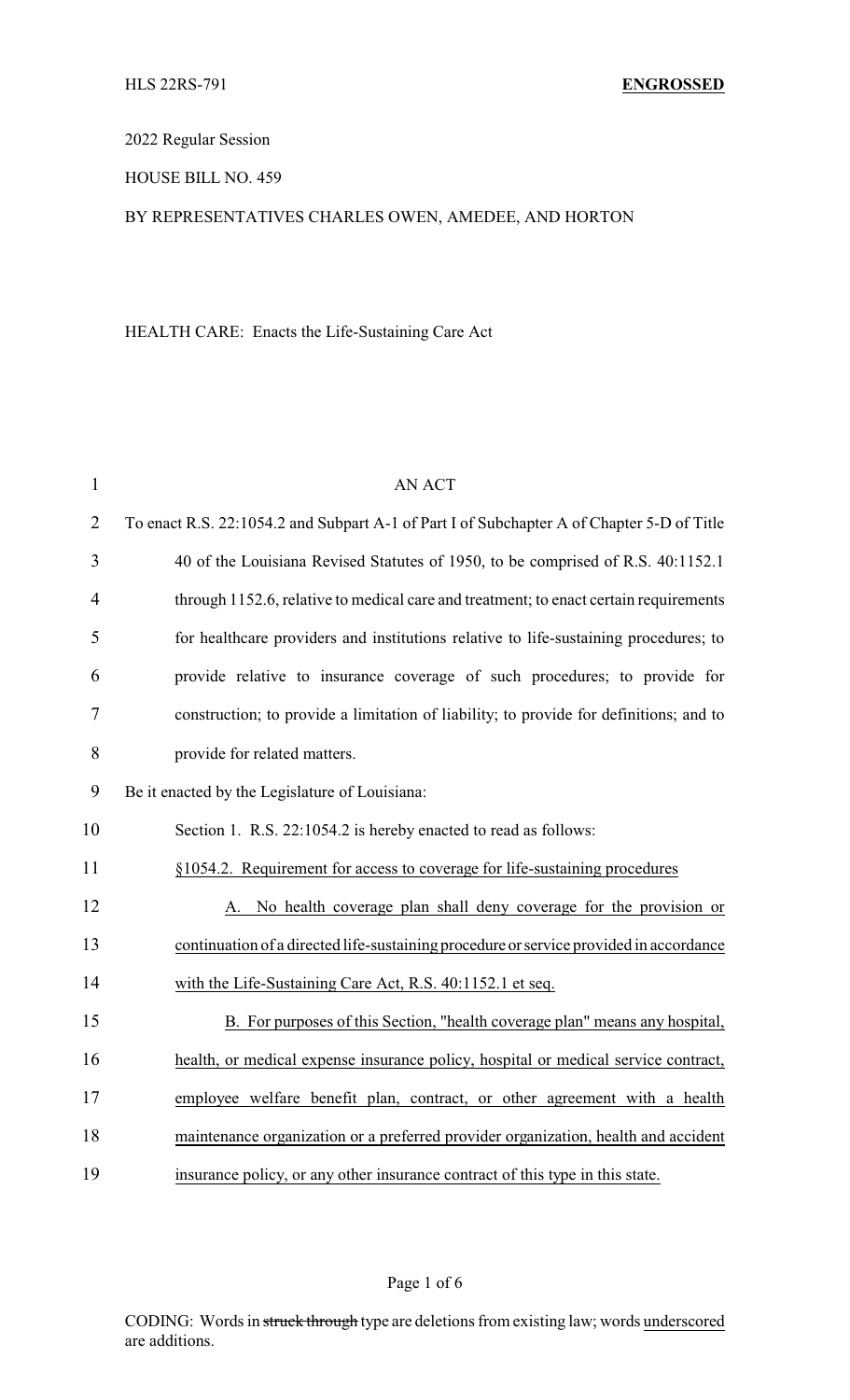HLS 22RS-791 **ENGROSSED**

2022 Regular Session

HOUSE BILL NO. 459

BY REPRESENTATIVES CHARLES OWEN, AMEDEE, AND HORTON

HEALTH CARE: Enacts the Life-Sustaining Care Act

AN ACT

To enact R.S. 22:1054.2 and Subpart A-1 of Part I of Subchapter A of Chapter 5-D of Title 40 of the Louisiana Revised Statutes of 1950, to be comprised of R.S. 40:1152.1 through 1152.6, relative to medical care and treatment; to enact certain requirements for healthcare providers and institutions relative to life-sustaining procedures; to provide relative to insurance coverage of such procedures; to provide for construction; to provide a limitation of liability; to provide for definitions; and to provide for related matters.

Be it enacted by the Legislature of Louisiana:

Section 1. R.S. 22:1054.2 is hereby enacted to read as follows:

<u>§1054.2. Requirement for access to coverage for life-sustaining procedures</u>

<u>A. No health coverage plan shall deny coverage for the provision or continuation of a directed life-sustaining procedure or service provided in accordance with the Life-Sustaining Care Act, R.S. 40:1152.1 et seq.</u>

<u>B. For purposes of this Section, "health coverage plan" means any hospital, health, or medical expense insurance policy, hospital or medical service contract, employee welfare benefit plan, contract, or other agreement with a health maintenance organization or a preferred provider organization, health and accident insurance policy, or any other insurance contract of this type in this state.</u>

CODING: Words in ~~struck through~~ type are deletions from existing law; words <u>underscored</u> are additions.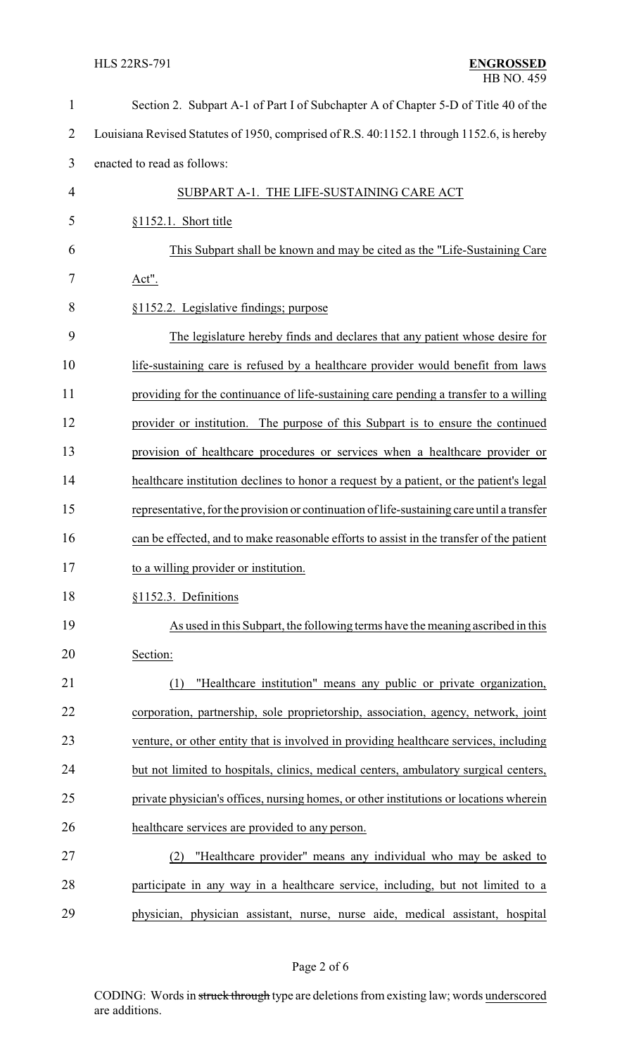Section 2. Subpart A-1 of Part I of Subchapter A of Chapter 5-D of Title 40 of the Louisiana Revised Statutes of 1950, comprised of R.S. 40:1152.1 through 1152.6, is hereby enacted to read as follows:

SUBPART A-1. THE LIFE-SUSTAINING CARE ACT

§1152.1. Short title

This Subpart shall be known and may be cited as the "Life-Sustaining Care Act".

§1152.2. Legislative findings; purpose

The legislature hereby finds and declares that any patient whose desire for life-sustaining care is refused by a healthcare provider would benefit from laws providing for the continuance of life-sustaining care pending a transfer to a willing provider or institution. The purpose of this Subpart is to ensure the continued provision of healthcare procedures or services when a healthcare provider or healthcare institution declines to honor a request by a patient, or the patient's legal representative, for the provision or continuation of life-sustaining care until a transfer can be effected, and to make reasonable efforts to assist in the transfer of the patient to a willing provider or institution.

§1152.3. Definitions

As used in this Subpart, the following terms have the meaning ascribed in this Section:

(1) "Healthcare institution" means any public or private organization, corporation, partnership, sole proprietorship, association, agency, network, joint venture, or other entity that is involved in providing healthcare services, including but not limited to hospitals, clinics, medical centers, ambulatory surgical centers, private physician's offices, nursing homes, or other institutions or locations wherein healthcare services are provided to any person.

(2) "Healthcare provider" means any individual who may be asked to participate in any way in a healthcare service, including, but not limited to a physician, physician assistant, nurse, nurse aide, medical assistant, hospital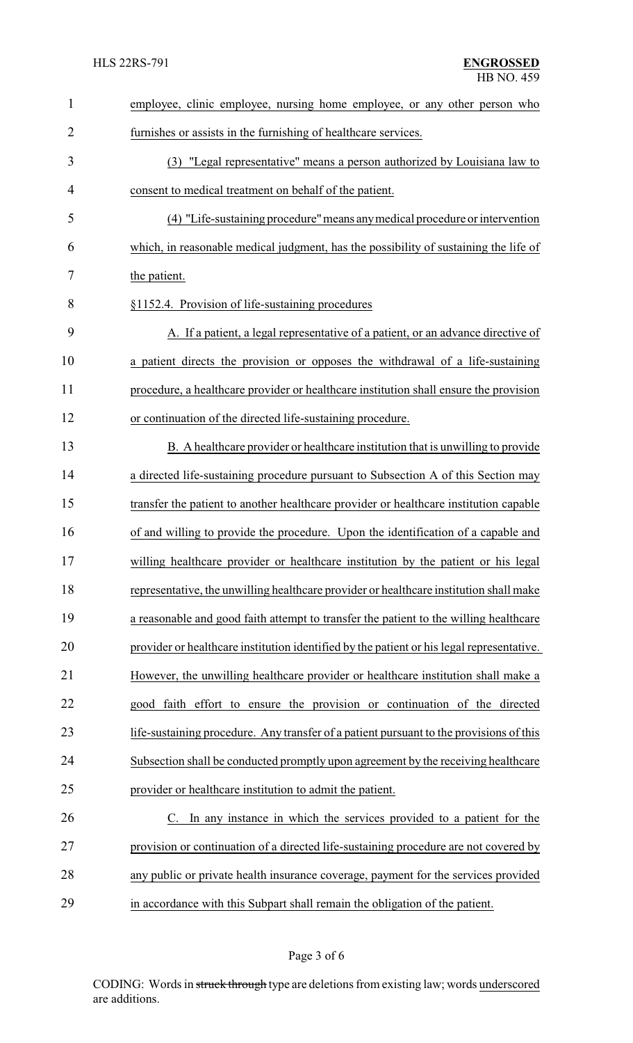employee, clinic employee, nursing home employee, or any other person who furnishes or assists in the furnishing of healthcare services.

(3) "Legal representative" means a person authorized by Louisiana law to consent to medical treatment on behalf of the patient.

(4) "Life-sustaining procedure" means any medical procedure or intervention which, in reasonable medical judgment, has the possibility of sustaining the life of the patient.

§1152.4. Provision of life-sustaining procedures

A. If a patient, a legal representative of a patient, or an advance directive of a patient directs the provision or opposes the withdrawal of a life-sustaining procedure, a healthcare provider or healthcare institution shall ensure the provision or continuation of the directed life-sustaining procedure.

B. A healthcare provider or healthcare institution that is unwilling to provide a directed life-sustaining procedure pursuant to Subsection A of this Section may transfer the patient to another healthcare provider or healthcare institution capable of and willing to provide the procedure. Upon the identification of a capable and willing healthcare provider or healthcare institution by the patient or his legal representative, the unwilling healthcare provider or healthcare institution shall make a reasonable and good faith attempt to transfer the patient to the willing healthcare provider or healthcare institution identified by the patient or his legal representative. However, the unwilling healthcare provider or healthcare institution shall make a good faith effort to ensure the provision or continuation of the directed life-sustaining procedure. Any transfer of a patient pursuant to the provisions of this Subsection shall be conducted promptly upon agreement by the receiving healthcare provider or healthcare institution to admit the patient.

C. In any instance in which the services provided to a patient for the provision or continuation of a directed life-sustaining procedure are not covered by any public or private health insurance coverage, payment for the services provided in accordance with this Subpart shall remain the obligation of the patient.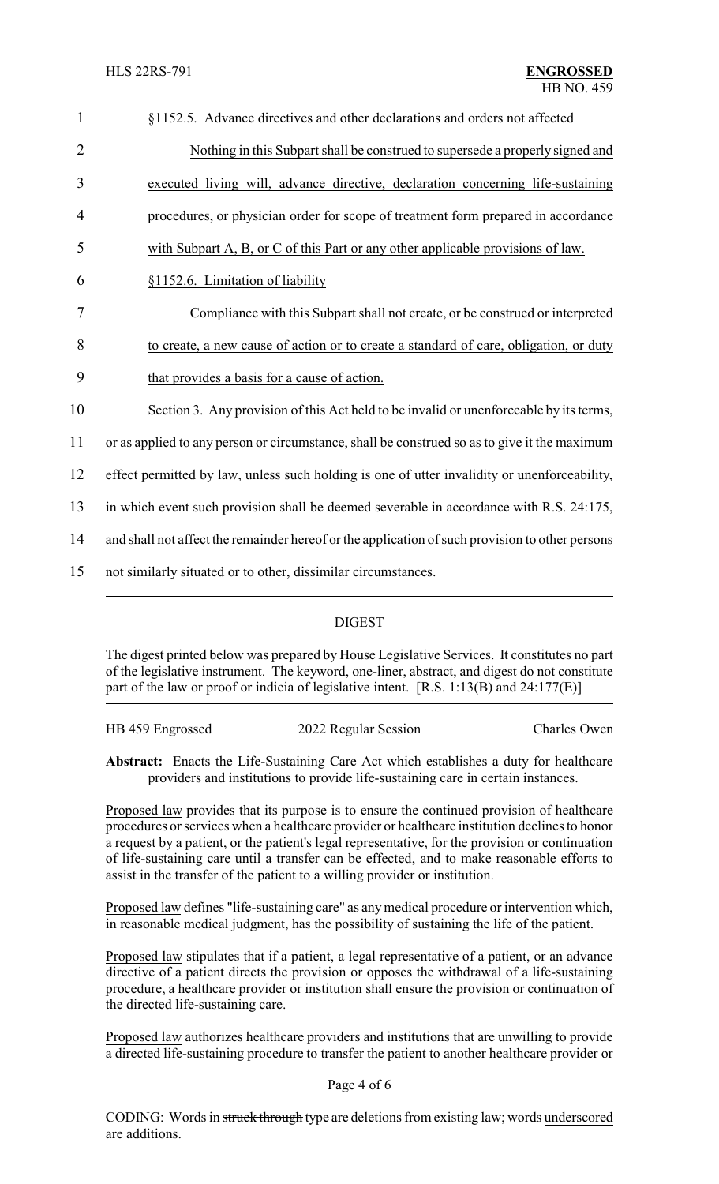§1152.5. Advance directives and other declarations and orders not affected

Nothing in this Subpart shall be construed to supersede a properly signed and executed living will, advance directive, declaration concerning life-sustaining procedures, or physician order for scope of treatment form prepared in accordance with Subpart A, B, or C of this Part or any other applicable provisions of law.

§1152.6. Limitation of liability

Compliance with this Subpart shall not create, or be construed or interpreted to create, a new cause of action or to create a standard of care, obligation, or duty that provides a basis for a cause of action.

Section 3. Any provision of this Act held to be invalid or unenforceable by its terms, or as applied to any person or circumstance, shall be construed so as to give it the maximum effect permitted by law, unless such holding is one of utter invalidity or unenforceability, in which event such provision shall be deemed severable in accordance with R.S. 24:175, and shall not affect the remainder hereof or the application of such provision to other persons not similarly situated or to other, dissimilar circumstances.

## DIGEST

The digest printed below was prepared by House Legislative Services. It constitutes no part of the legislative instrument. The keyword, one-liner, abstract, and digest do not constitute part of the law or proof or indicia of legislative intent. [R.S. 1:13(B) and 24:177(E)]

HB 459 Engrossed | 2022 Regular Session | Charles Owen

**Abstract:** Enacts the Life-Sustaining Care Act which establishes a duty for healthcare providers and institutions to provide life-sustaining care in certain instances.

Proposed law provides that its purpose is to ensure the continued provision of healthcare procedures or services when a healthcare provider or healthcare institution declines to honor a request by a patient, or the patient's legal representative, for the provision or continuation of life-sustaining care until a transfer can be effected, and to make reasonable efforts to assist in the transfer of the patient to a willing provider or institution.

Proposed law defines "life-sustaining care" as any medical procedure or intervention which, in reasonable medical judgment, has the possibility of sustaining the life of the patient.

Proposed law stipulates that if a patient, a legal representative of a patient, or an advance directive of a patient directs the provision or opposes the withdrawal of a life-sustaining procedure, a healthcare provider or institution shall ensure the provision or continuation of the directed life-sustaining care.

Proposed law authorizes healthcare providers and institutions that are unwilling to provide a directed life-sustaining procedure to transfer the patient to another healthcare provider or

CODING: Words in ~~struck through~~ type are deletions from existing law; words underscored are additions.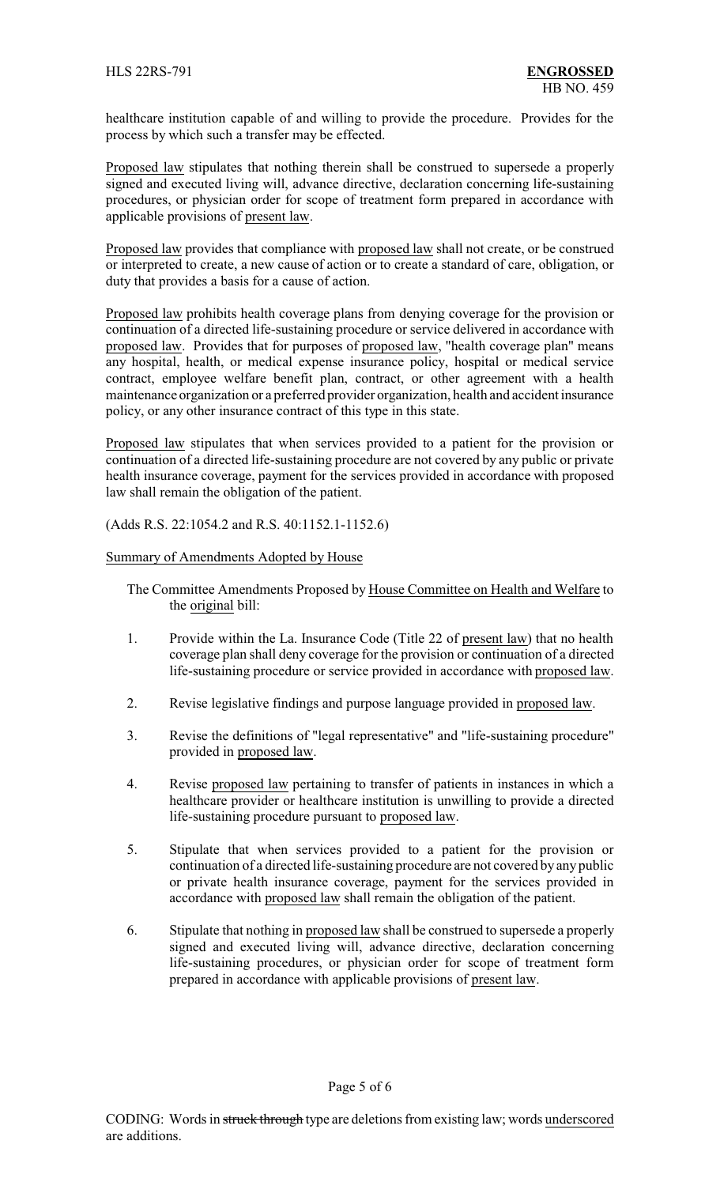healthcare institution capable of and willing to provide the procedure. Provides for the process by which such a transfer may be effected.

Proposed law stipulates that nothing therein shall be construed to supersede a properly signed and executed living will, advance directive, declaration concerning life-sustaining procedures, or physician order for scope of treatment form prepared in accordance with applicable provisions of present law.

Proposed law provides that compliance with proposed law shall not create, or be construed or interpreted to create, a new cause of action or to create a standard of care, obligation, or duty that provides a basis for a cause of action.

Proposed law prohibits health coverage plans from denying coverage for the provision or continuation of a directed life-sustaining procedure or service delivered in accordance with proposed law. Provides that for purposes of proposed law, "health coverage plan" means any hospital, health, or medical expense insurance policy, hospital or medical service contract, employee welfare benefit plan, contract, or other agreement with a health maintenance organization or a preferred provider organization, health and accident insurance policy, or any other insurance contract of this type in this state.

Proposed law stipulates that when services provided to a patient for the provision or continuation of a directed life-sustaining procedure are not covered by any public or private health insurance coverage, payment for the services provided in accordance with proposed law shall remain the obligation of the patient.

(Adds R.S. 22:1054.2 and R.S. 40:1152.1-1152.6)

Summary of Amendments Adopted by House

The Committee Amendments Proposed by House Committee on Health and Welfare to the original bill:

1. Provide within the La. Insurance Code (Title 22 of present law) that no health coverage plan shall deny coverage for the provision or continuation of a directed life-sustaining procedure or service provided in accordance with proposed law.

2. Revise legislative findings and purpose language provided in proposed law.

3. Revise the definitions of "legal representative" and "life-sustaining procedure" provided in proposed law.

4. Revise proposed law pertaining to transfer of patients in instances in which a healthcare provider or healthcare institution is unwilling to provide a directed life-sustaining procedure pursuant to proposed law.

5. Stipulate that when services provided to a patient for the provision or continuation of a directed life-sustaining procedure are not covered by any public or private health insurance coverage, payment for the services provided in accordance with proposed law shall remain the obligation of the patient.

6. Stipulate that nothing in proposed law shall be construed to supersede a properly signed and executed living will, advance directive, declaration concerning life-sustaining procedures, or physician order for scope of treatment form prepared in accordance with applicable provisions of present law.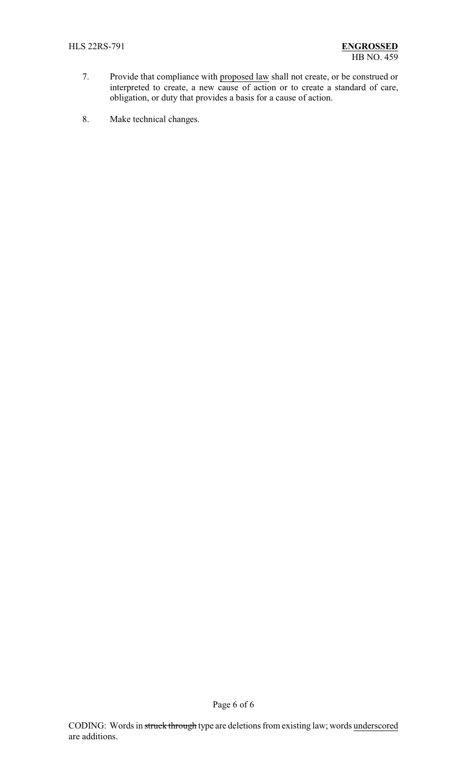7. Provide that compliance with <u>proposed law</u> shall not create, or be construed or interpreted to create, a new cause of action or to create a standard of care, obligation, or duty that provides a basis for a cause of action.

8. Make technical changes.

CODING: Words in ~~struck through~~ type are deletions from existing law; words <u>underscored</u> are additions.